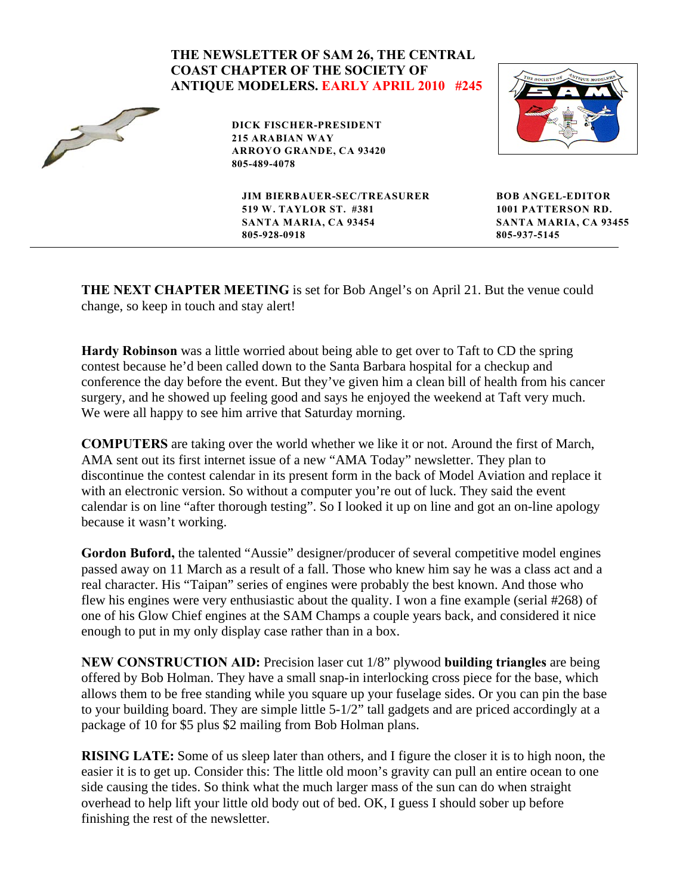**THE NEWSLETTER OF SAM 26, THE CENTRAL COAST CHAPTER OF THE SOCIETY OF ANTIQUE MODELERS. EARLY APRIL 2010 #245**

**DICK FISCHER-PRESIDENT**
**215 ARABIAN WAY**
**ARROYO GRANDE, CA 93420**
**805-489-4078**

**JIM BIERBAUER-SEC/TREASURER**
**519 W. TAYLOR ST. #381**
**SANTA MARIA, CA 93454**
**805-928-0918**

**BOB ANGEL-EDITOR**
**1001 PATTERSON RD.**
**SANTA MARIA, CA 93455**
**805-937-5145**

---

**THE NEXT CHAPTER MEETING** is set for Bob Angel's on April 21. But the venue could change, so keep in touch and stay alert!

**Hardy Robinson** was a little worried about being able to get over to Taft to CD the spring contest because he'd been called down to the Santa Barbara hospital for a checkup and conference the day before the event. But they've given him a clean bill of health from his cancer surgery, and he showed up feeling good and says he enjoyed the weekend at Taft very much. We were all happy to see him arrive that Saturday morning.

**COMPUTERS** are taking over the world whether we like it or not. Around the first of March, AMA sent out its first internet issue of a new "AMA Today" newsletter. They plan to discontinue the contest calendar in its present form in the back of Model Aviation and replace it with an electronic version. So without a computer you're out of luck. They said the event calendar is on line "after thorough testing". So I looked it up on line and got an on-line apology because it wasn't working.

**Gordon Buford,** the talented "Aussie" designer/producer of several competitive model engines passed away on 11 March as a result of a fall. Those who knew him say he was a class act and a real character. His "Taipan" series of engines were probably the best known. And those who flew his engines were very enthusiastic about the quality. I won a fine example (serial #268) of one of his Glow Chief engines at the SAM Champs a couple years back, and considered it nice enough to put in my only display case rather than in a box.

**NEW CONSTRUCTION AID:** Precision laser cut 1/8" plywood **building triangles** are being offered by Bob Holman. They have a small snap-in interlocking cross piece for the base, which allows them to be free standing while you square up your fuselage sides. Or you can pin the base to your building board. They are simple little 5-1/2" tall gadgets and are priced accordingly at a package of 10 for $5 plus $2 mailing from Bob Holman plans.

**RISING LATE:** Some of us sleep later than others, and I figure the closer it is to high noon, the easier it is to get up. Consider this: The little old moon's gravity can pull an entire ocean to one side causing the tides. So think what the much larger mass of the sun can do when straight overhead to help lift your little old body out of bed. OK, I guess I should sober up before finishing the rest of the newsletter.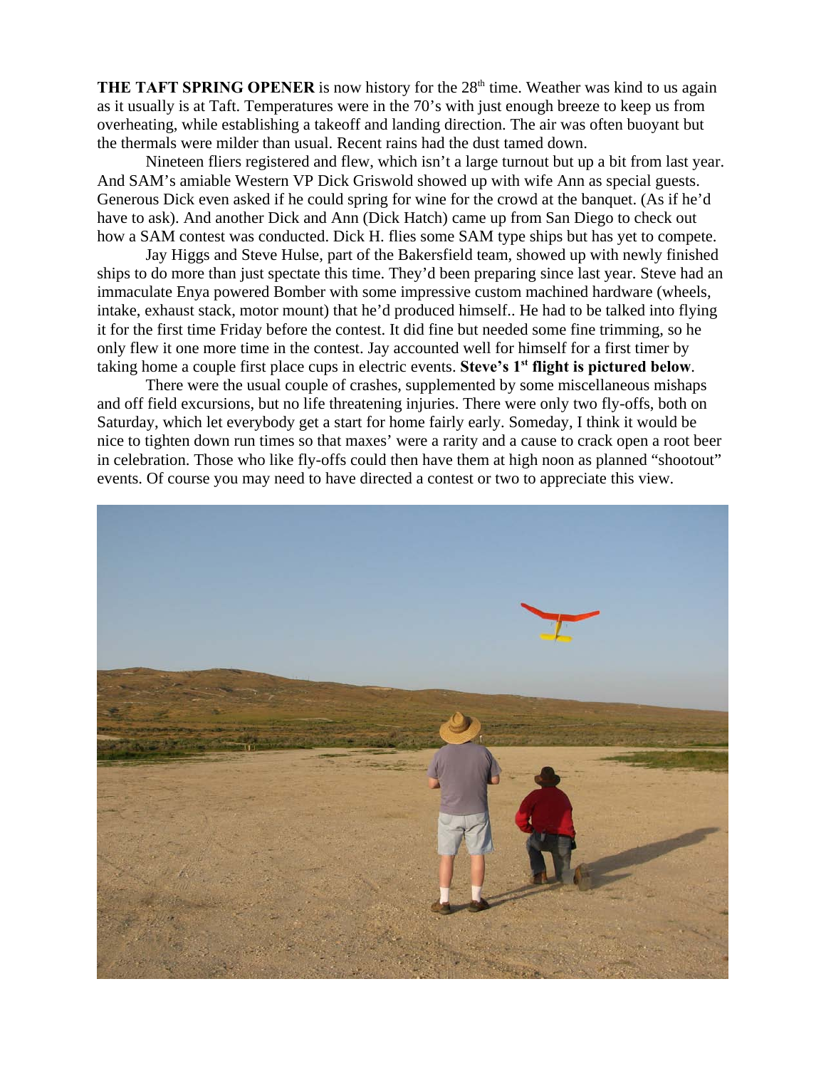**THE TAFT SPRING OPENER** is now history for the 28th time. Weather was kind to us again as it usually is at Taft. Temperatures were in the 70's with just enough breeze to keep us from overheating, while establishing a takeoff and landing direction. The air was often buoyant but the thermals were milder than usual. Recent rains had the dust tamed down.

Nineteen fliers registered and flew, which isn't a large turnout but up a bit from last year. And SAM's amiable Western VP Dick Griswold showed up with wife Ann as special guests. Generous Dick even asked if he could spring for wine for the crowd at the banquet. (As if he'd have to ask). And another Dick and Ann (Dick Hatch) came up from San Diego to check out how a SAM contest was conducted. Dick H. flies some SAM type ships but has yet to compete.

Jay Higgs and Steve Hulse, part of the Bakersfield team, showed up with newly finished ships to do more than just spectate this time. They'd been preparing since last year. Steve had an immaculate Enya powered Bomber with some impressive custom machined hardware (wheels, intake, exhaust stack, motor mount) that he'd produced himself.. He had to be talked into flying it for the first time Friday before the contest. It did fine but needed some fine trimming, so he only flew it one more time in the contest. Jay accounted well for himself for a first timer by taking home a couple first place cups in electric events. **Steve's 1st flight is pictured below**.

There were the usual couple of crashes, supplemented by some miscellaneous mishaps and off field excursions, but no life threatening injuries. There were only two fly-offs, both on Saturday, which let everybody get a start for home fairly early. Someday, I think it would be nice to tighten down run times so that maxes' were a rarity and a cause to crack open a root beer in celebration. Those who like fly-offs could then have them at high noon as planned "shootout" events. Of course you may need to have directed a contest or two to appreciate this view.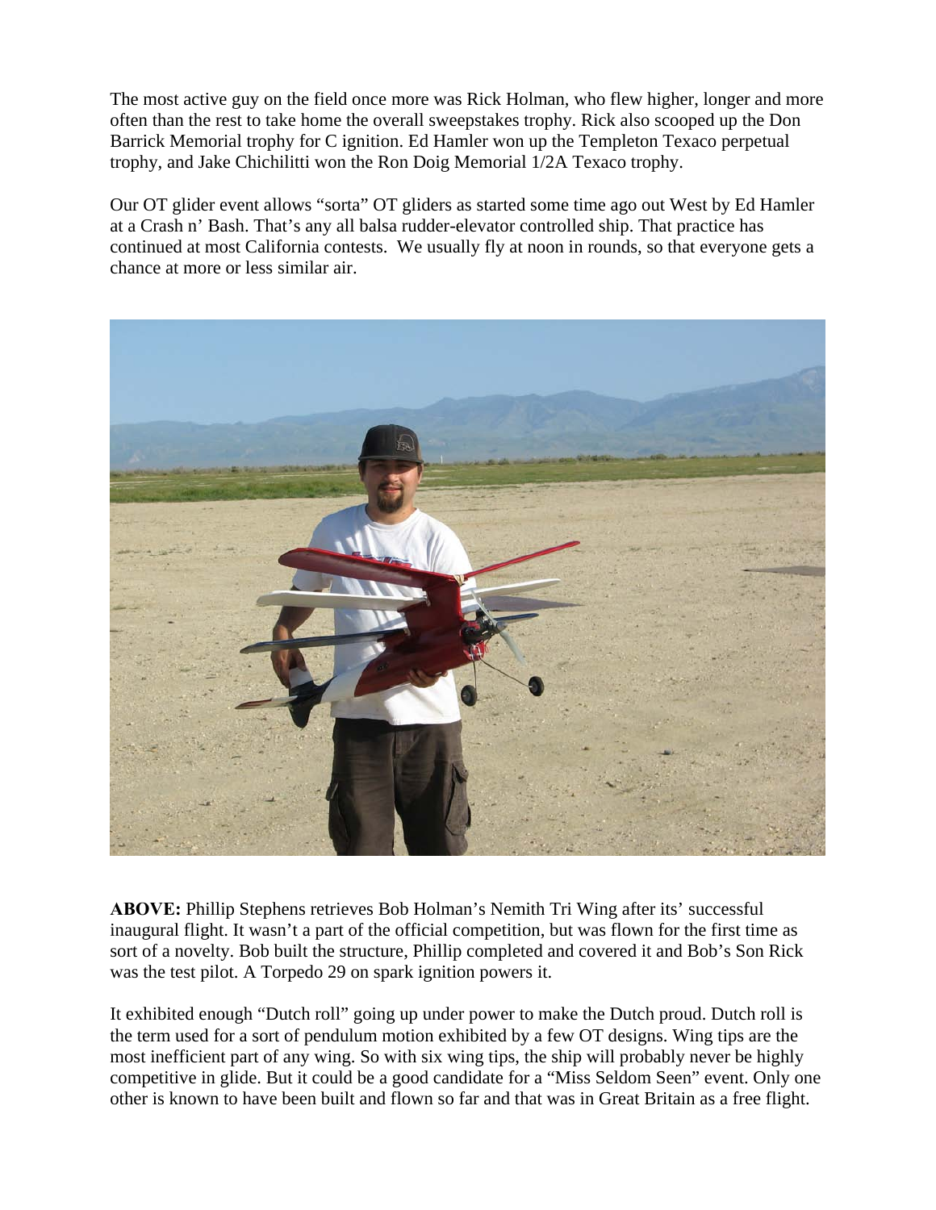The most active guy on the field once more was Rick Holman, who flew higher, longer and more often than the rest to take home the overall sweepstakes trophy. Rick also scooped up the Don Barrick Memorial trophy for C ignition. Ed Hamler won up the Templeton Texaco perpetual trophy, and Jake Chichilitti won the Ron Doig Memorial 1/2A Texaco trophy.

Our OT glider event allows "sorta" OT gliders as started some time ago out West by Ed Hamler at a Crash n' Bash. That's any all balsa rudder-elevator controlled ship. That practice has continued at most California contests. We usually fly at noon in rounds, so that everyone gets a chance at more or less similar air.

**ABOVE:** Phillip Stephens retrieves Bob Holman's Nemith Tri Wing after its' successful inaugural flight. It wasn't a part of the official competition, but was flown for the first time as sort of a novelty. Bob built the structure, Phillip completed and covered it and Bob's Son Rick was the test pilot. A Torpedo 29 on spark ignition powers it.

It exhibited enough "Dutch roll" going up under power to make the Dutch proud. Dutch roll is the term used for a sort of pendulum motion exhibited by a few OT designs. Wing tips are the most inefficient part of any wing. So with six wing tips, the ship will probably never be highly competitive in glide. But it could be a good candidate for a "Miss Seldom Seen" event. Only one other is known to have been built and flown so far and that was in Great Britain as a free flight.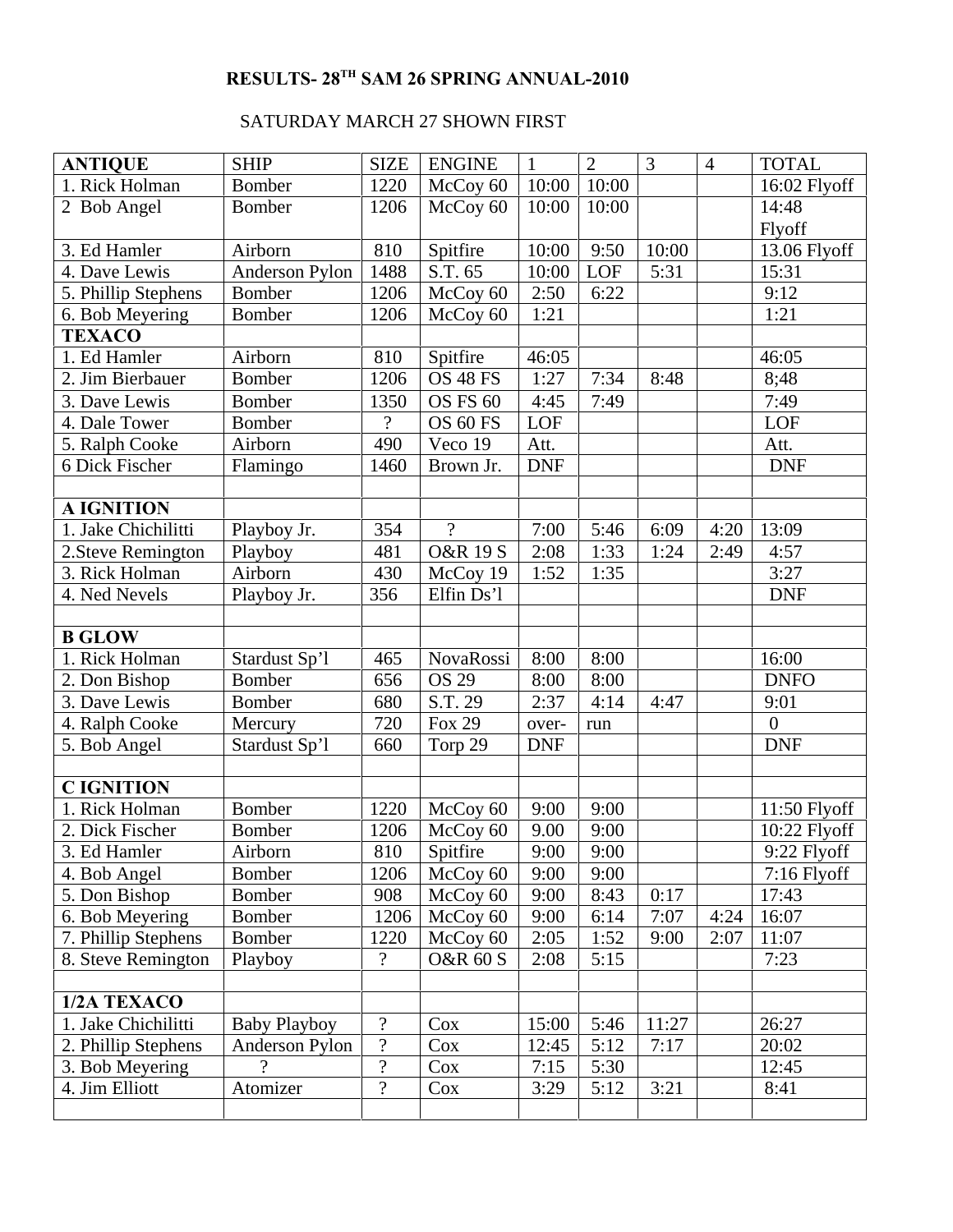# RESULTS- 28[TH] SAM 26 SPRING ANNUAL-2010

SATURDAY MARCH 27 SHOWN FIRST

| **ANTIQUE** | SHIP | SIZE | ENGINE | 1 | 2 | 3 | 4 | TOTAL |
|---|---|---|---|---|---|---|---|---|
| 1. Rick Holman | Bomber | 1220 | McCoy 60 | 10:00 | 10:00 | | | 16:02 Flyoff |
| 2 Bob Angel | Bomber | 1206 | McCoy 60 | 10:00 | 10:00 | | | 14:48 Flyoff |
| 3. Ed Hamler | Airborn | 810 | Spitfire | 10:00 | 9:50 | 10:00 | | 13.06 Flyoff |
| 4. Dave Lewis | Anderson Pylon | 1488 | S.T. 65 | 10:00 | LOF | 5:31 | | 15:31 |
| 5. Phillip Stephens | Bomber | 1206 | McCoy 60 | 2:50 | 6:22 | | | 9:12 |
| 6. Bob Meyering | Bomber | 1206 | McCoy 60 | 1:21 | | | | 1:21 |
| **TEXACO** | | | | | | | | |
| 1. Ed Hamler | Airborn | 810 | Spitfire | 46:05 | | | | 46:05 |
| 2. Jim Bierbauer | Bomber | 1206 | OS 48 FS | 1:27 | 7:34 | 8:48 | | 8;48 |
| 3. Dave Lewis | Bomber | 1350 | OS FS 60 | 4:45 | 7:49 | | | 7:49 |
| 4. Dale Tower | Bomber | ? | OS 60 FS | LOF | | | | LOF |
| 5. Ralph Cooke | Airborn | 490 | Veco 19 | Att. | | | | Att. |
| 6 Dick Fischer | Flamingo | 1460 | Brown Jr. | DNF | | | | DNF |
| | | | | | | | | |
| **A IGNITION** | | | | | | | | |
| 1. Jake Chichilitti | Playboy Jr. | 354 | ? | 7:00 | 5:46 | 6:09 | 4:20 | 13:09 |
| 2.Steve Remington | Playboy | 481 | O&R 19 S | 2:08 | 1:33 | 1:24 | 2:49 | 4:57 |
| 3. Rick Holman | Airborn | 430 | McCoy 19 | 1:52 | 1:35 | | | 3:27 |
| 4. Ned Nevels | Playboy Jr. | 356 | Elfin Ds'l | | | | | DNF |
| | | | | | | | | |
| **B GLOW** | | | | | | | | |
| 1. Rick Holman | Stardust Sp'l | 465 | NovaRossi | 8:00 | 8:00 | | | 16:00 |
| 2. Don Bishop | Bomber | 656 | OS 29 | 8:00 | 8:00 | | | DNFO |
| 3. Dave Lewis | Bomber | 680 | S.T. 29 | 2:37 | 4:14 | 4:47 | | 9:01 |
| 4. Ralph Cooke | Mercury | 720 | Fox 29 | over- | run | | | 0 |
| 5. Bob Angel | Stardust Sp'l | 660 | Torp 29 | DNF | | | | DNF |
| | | | | | | | | |
| **C IGNITION** | | | | | | | | |
| 1. Rick Holman | Bomber | 1220 | McCoy 60 | 9:00 | 9:00 | | | 11:50 Flyoff |
| 2. Dick Fischer | Bomber | 1206 | McCoy 60 | 9.00 | 9:00 | | | 10:22 Flyoff |
| 3. Ed Hamler | Airborn | 810 | Spitfire | 9:00 | 9:00 | | | 9:22 Flyoff |
| 4. Bob Angel | Bomber | 1206 | McCoy 60 | 9:00 | 9:00 | | | 7:16 Flyoff |
| 5. Don Bishop | Bomber | 908 | McCoy 60 | 9:00 | 8:43 | 0:17 | | 17:43 |
| 6. Bob Meyering | Bomber | 1206 | McCoy 60 | 9:00 | 6:14 | 7:07 | 4:24 | 16:07 |
| 7. Phillip Stephens | Bomber | 1220 | McCoy 60 | 2:05 | 1:52 | 9:00 | 2:07 | 11:07 |
| 8. Steve Remington | Playboy | ? | O&R 60 S | 2:08 | 5:15 | | | 7:23 |
| | | | | | | | | |
| **1/2A TEXACO** | | | | | | | | |
| 1. Jake Chichilitti | Baby Playboy | ? | Cox | 15:00 | 5:46 | 11:27 | | 26:27 |
| 2. Phillip Stephens | Anderson Pylon | ? | Cox | 12:45 | 5:12 | 7:17 | | 20:02 |
| 3. Bob Meyering | ? | ? | Cox | 7:15 | 5:30 | | | 12:45 |
| 4. Jim Elliott | Atomizer | ? | Cox | 3:29 | 5:12 | 3:21 | | 8:41 |
| | | | | | | | | |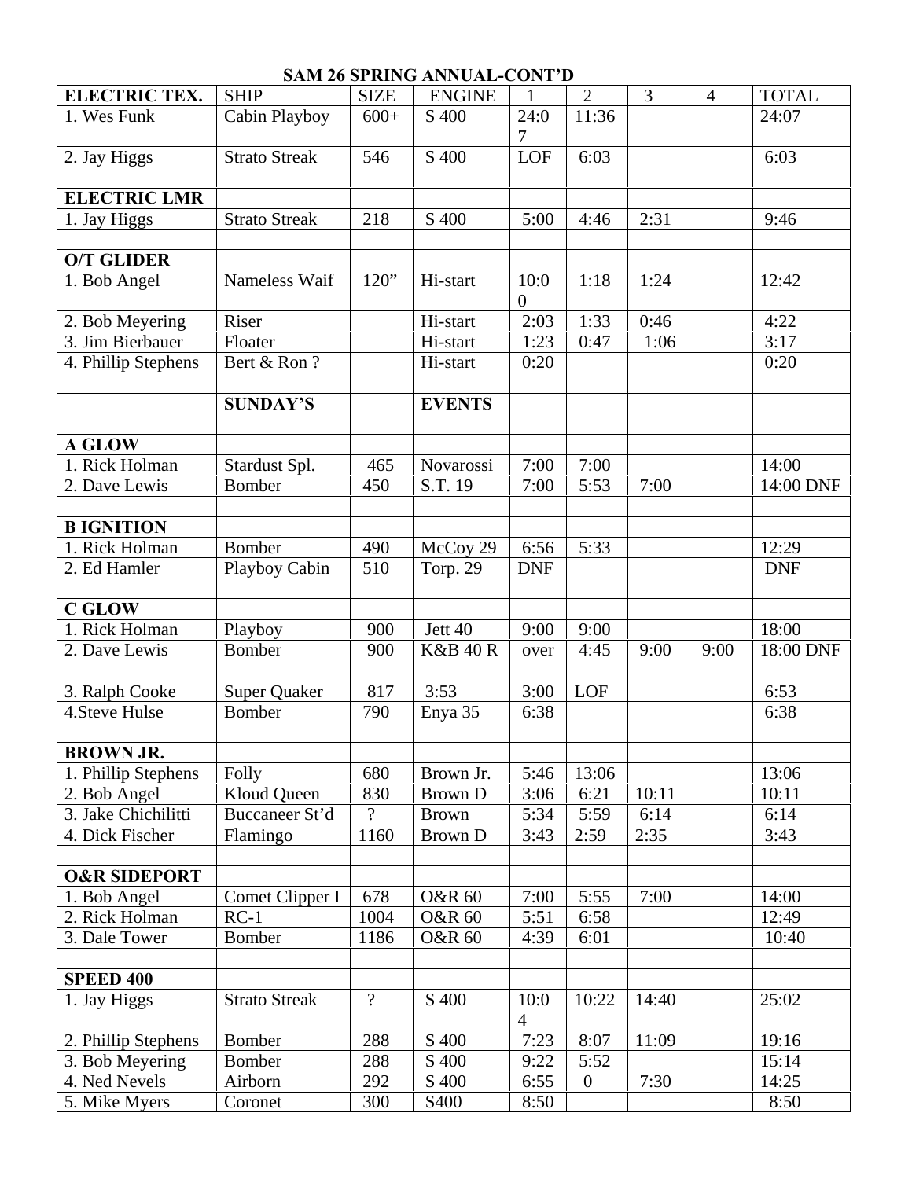## SAM 26 SPRING ANNUAL-CONT'D

| ELECTRIC TEX. | SHIP | SIZE | ENGINE | 1 | 2 | 3 | 4 | TOTAL |
|---|---|---|---|---|---|---|---|---|
| 1. Wes Funk | Cabin Playboy | 600+ | S 400 | 24:07 | 11:36 | | | 24:07 |
| 2. Jay Higgs | Strato Streak | 546 | S 400 | LOF | 6:03 | | | 6:03 |
| | | | | | | | | |
| **ELECTRIC LMR** | | | | | | | | |
| 1. Jay Higgs | Strato Streak | 218 | S 400 | 5:00 | 4:46 | 2:31 | | 9:46 |
| | | | | | | | | |
| **O/T GLIDER** | | | | | | | | |
| 1. Bob Angel | Nameless Waif | 120" | Hi-start | 10:00 | 1:18 | 1:24 | | 12:42 |
| 2. Bob Meyering | Riser | | Hi-start | 2:03 | 1:33 | 0:46 | | 4:22 |
| 3. Jim Bierbauer | Floater | | Hi-start | 1:23 | 0:47 | 1:06 | | 3:17 |
| 4. Phillip Stephens | Bert & Ron ? | | Hi-start | 0:20 | | | | 0:20 |
| | | | | | | | | |
| | **SUNDAY'S** | | **EVENTS** | | | | | |
| **A GLOW** | | | | | | | | |
| 1. Rick Holman | Stardust Spl. | 465 | Novarossi | 7:00 | 7:00 | | | 14:00 |
| 2. Dave Lewis | Bomber | 450 | S.T. 19 | 7:00 | 5:53 | 7:00 | | 14:00 DNF |
| | | | | | | | | |
| **B IGNITION** | | | | | | | | |
| 1. Rick Holman | Bomber | 490 | McCoy 29 | 6:56 | 5:33 | | | 12:29 |
| 2. Ed Hamler | Playboy Cabin | 510 | Torp. 29 | DNF | | | | DNF |
| | | | | | | | | |
| **C GLOW** | | | | | | | | |
| 1. Rick Holman | Playboy | 900 | Jett 40 | 9:00 | 9:00 | | | 18:00 |
| 2. Dave Lewis | Bomber | 900 | K&B 40 R | over | 4:45 | 9:00 | 9:00 | 18:00 DNF |
| 3. Ralph Cooke | Super Quaker | 817 | 3:53 | 3:00 | LOF | | | 6:53 |
| 4.Steve Hulse | Bomber | 790 | Enya 35 | 6:38 | | | | 6:38 |
| | | | | | | | | |
| **BROWN JR.** | | | | | | | | |
| 1. Phillip Stephens | Folly | 680 | Brown Jr. | 5:46 | 13:06 | | | 13:06 |
| 2. Bob Angel | Kloud Queen | 830 | Brown D | 3:06 | 6:21 | 10:11 | | 10:11 |
| 3. Jake Chichilitti | Buccaneer St'd | ? | Brown | 5:34 | 5:59 | 6:14 | | 6:14 |
| 4. Dick Fischer | Flamingo | 1160 | Brown D | 3:43 | 2:59 | 2:35 | | 3:43 |
| | | | | | | | | |
| **O&R SIDEPORT** | | | | | | | | |
| 1. Bob Angel | Comet Clipper I | 678 | O&R 60 | 7:00 | 5:55 | 7:00 | | 14:00 |
| 2. Rick Holman | RC-1 | 1004 | O&R 60 | 5:51 | 6:58 | | | 12:49 |
| 3. Dale Tower | Bomber | 1186 | O&R 60 | 4:39 | 6:01 | | | 10:40 |
| | | | | | | | | |
| **SPEED 400** | | | | | | | | |
| 1. Jay Higgs | Strato Streak | ? | S 400 | 10:04 | 10:22 | 14:40 | | 25:02 |
| 2. Phillip Stephens | Bomber | 288 | S 400 | 7:23 | 8:07 | 11:09 | | 19:16 |
| 3. Bob Meyering | Bomber | 288 | S 400 | 9:22 | 5:52 | | | 15:14 |
| 4. Ned Nevels | Airborn | 292 | S 400 | 6:55 | 0 | 7:30 | | 14:25 |
| 5. Mike Myers | Coronet | 300 | S400 | 8:50 | | | | 8:50 |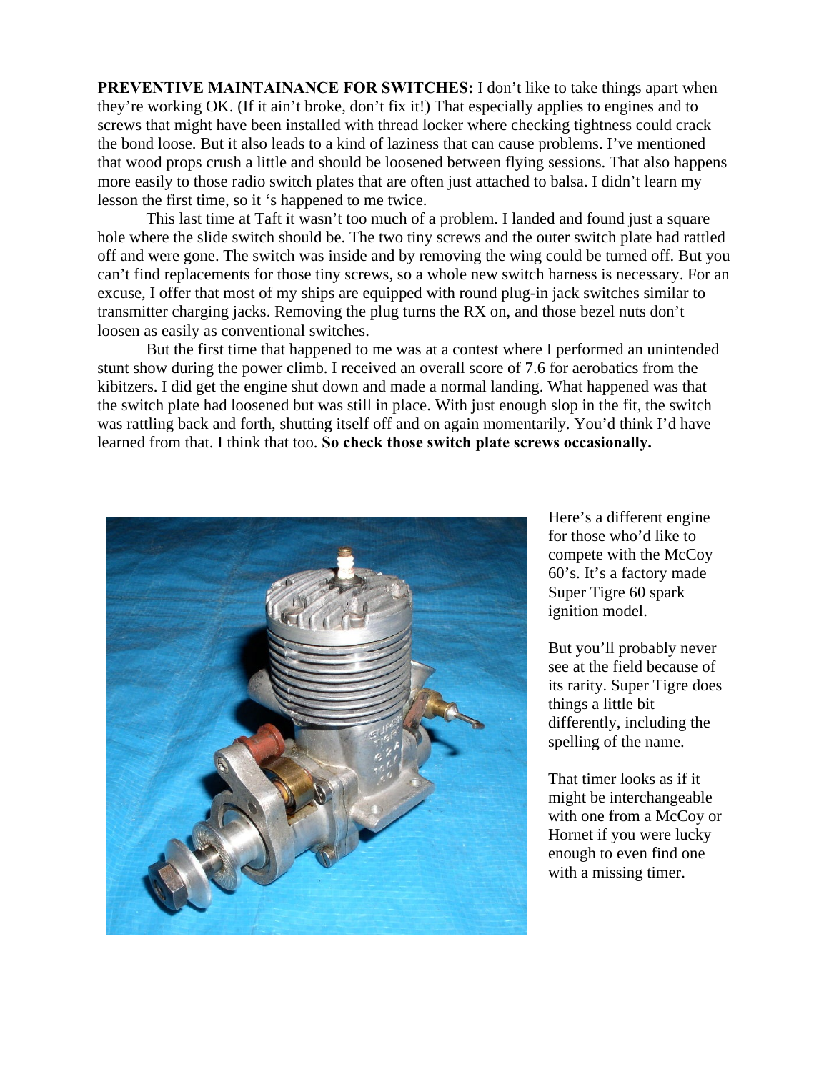**PREVENTIVE MAINTAINANCE FOR SWITCHES:** I don't like to take things apart when they're working OK. (If it ain't broke, don't fix it!) That especially applies to engines and to screws that might have been installed with thread locker where checking tightness could crack the bond loose. But it also leads to a kind of laziness that can cause problems. I've mentioned that wood props crush a little and should be loosened between flying sessions. That also happens more easily to those radio switch plates that are often just attached to balsa. I didn't learn my lesson the first time, so it 's happened to me twice.

This last time at Taft it wasn't too much of a problem. I landed and found just a square hole where the slide switch should be. The two tiny screws and the outer switch plate had rattled off and were gone. The switch was inside and by removing the wing could be turned off. But you can't find replacements for those tiny screws, so a whole new switch harness is necessary. For an excuse, I offer that most of my ships are equipped with round plug-in jack switches similar to transmitter charging jacks. Removing the plug turns the RX on, and those bezel nuts don't loosen as easily as conventional switches.

But the first time that happened to me was at a contest where I performed an unintended stunt show during the power climb. I received an overall score of 7.6 for aerobatics from the kibitzers. I did get the engine shut down and made a normal landing. What happened was that the switch plate had loosened but was still in place. With just enough slop in the fit, the switch was rattling back and forth, shutting itself off and on again momentarily. You'd think I'd have learned from that. I think that too. **So check those switch plate screws occasionally.**

Here's a different engine for those who'd like to compete with the McCoy 60's. It's a factory made Super Tigre 60 spark ignition model.

But you'll probably never see at the field because of its rarity. Super Tigre does things a little bit differently, including the spelling of the name.

That timer looks as if it might be interchangeable with one from a McCoy or Hornet if you were lucky enough to even find one with a missing timer.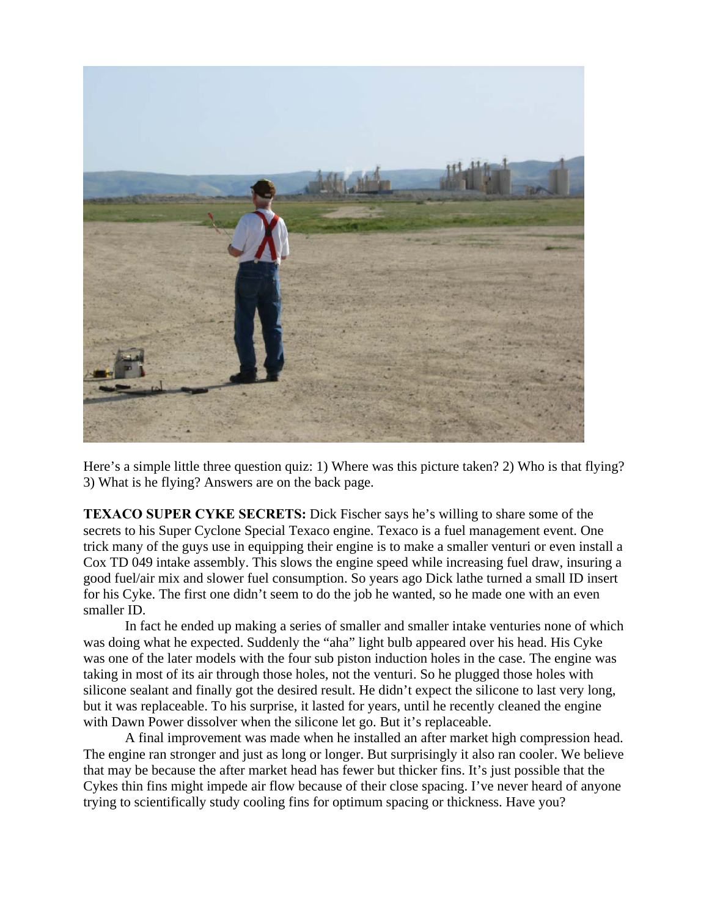Here's a simple little three question quiz: 1) Where was this picture taken? 2) Who is that flying? 3) What is he flying? Answers are on the back page.

**TEXACO SUPER CYKE SECRETS:** Dick Fischer says he's willing to share some of the secrets to his Super Cyclone Special Texaco engine. Texaco is a fuel management event. One trick many of the guys use in equipping their engine is to make a smaller venturi or even install a Cox TD 049 intake assembly. This slows the engine speed while increasing fuel draw, insuring a good fuel/air mix and slower fuel consumption. So years ago Dick lathe turned a small ID insert for his Cyke. The first one didn't seem to do the job he wanted, so he made one with an even smaller ID.

In fact he ended up making a series of smaller and smaller intake venturies none of which was doing what he expected. Suddenly the "aha" light bulb appeared over his head. His Cyke was one of the later models with the four sub piston induction holes in the case. The engine was taking in most of its air through those holes, not the venturi. So he plugged those holes with silicone sealant and finally got the desired result. He didn't expect the silicone to last very long, but it was replaceable. To his surprise, it lasted for years, until he recently cleaned the engine with Dawn Power dissolver when the silicone let go. But it's replaceable.

A final improvement was made when he installed an after market high compression head. The engine ran stronger and just as long or longer. But surprisingly it also ran cooler. We believe that may be because the after market head has fewer but thicker fins. It's just possible that the Cykes thin fins might impede air flow because of their close spacing. I've never heard of anyone trying to scientifically study cooling fins for optimum spacing or thickness. Have you?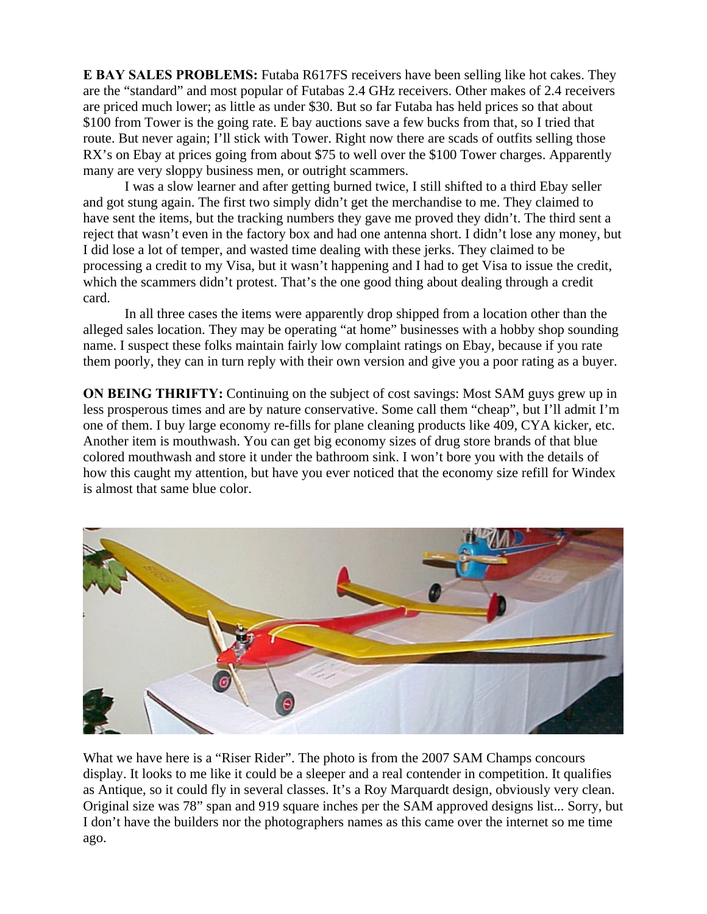**E BAY SALES PROBLEMS:** Futaba R617FS receivers have been selling like hot cakes. They are the "standard" and most popular of Futabas 2.4 GHz receivers. Other makes of 2.4 receivers are priced much lower; as little as under $30. But so far Futaba has held prices so that about $100 from Tower is the going rate. E bay auctions save a few bucks from that, so I tried that route. But never again; I'll stick with Tower. Right now there are scads of outfits selling those RX's on Ebay at prices going from about $75 to well over the $100 Tower charges. Apparently many are very sloppy business men, or outright scammers.

I was a slow learner and after getting burned twice, I still shifted to a third Ebay seller and got stung again. The first two simply didn't get the merchandise to me. They claimed to have sent the items, but the tracking numbers they gave me proved they didn't. The third sent a reject that wasn't even in the factory box and had one antenna short. I didn't lose any money, but I did lose a lot of temper, and wasted time dealing with these jerks. They claimed to be processing a credit to my Visa, but it wasn't happening and I had to get Visa to issue the credit, which the scammers didn't protest. That's the one good thing about dealing through a credit card.

In all three cases the items were apparently drop shipped from a location other than the alleged sales location. They may be operating "at home" businesses with a hobby shop sounding name. I suspect these folks maintain fairly low complaint ratings on Ebay, because if you rate them poorly, they can in turn reply with their own version and give you a poor rating as a buyer.

**ON BEING THRIFTY:** Continuing on the subject of cost savings: Most SAM guys grew up in less prosperous times and are by nature conservative. Some call them "cheap", but I'll admit I'm one of them. I buy large economy re-fills for plane cleaning products like 409, CYA kicker, etc. Another item is mouthwash. You can get big economy sizes of drug store brands of that blue colored mouthwash and store it under the bathroom sink. I won't bore you with the details of how this caught my attention, but have you ever noticed that the economy size refill for Windex is almost that same blue color.

What we have here is a "Riser Rider". The photo is from the 2007 SAM Champs concours display. It looks to me like it could be a sleeper and a real contender in competition. It qualifies as Antique, so it could fly in several classes. It's a Roy Marquardt design, obviously very clean. Original size was 78" span and 919 square inches per the SAM approved designs list... Sorry, but I don't have the builders nor the photographers names as this came over the internet so me time ago.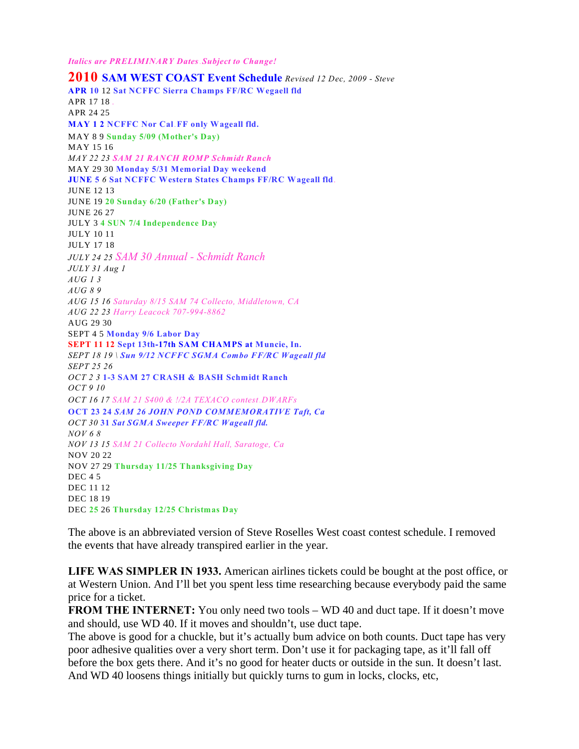*Italics are PRELIMINARY Dates.Subject to Change!*

**2010 SAM WEST COAST Event Schedule** *Revised 12 Dec, 2009 - Steve*

**APR 10** 12 **Sat NCFFC Sierra Champs FF/RC Wegaell fld**
APR 17 18 .
APR 24 25
**MAY 1 2 NCFFC Nor Cal.FF only Wageall fld.**
MAY 8 9 **Sunday 5/09 (Mother's Day)**
MAY 15 16
*MAY 22 23* ***SAM 21 RANCH ROMP Schmidt Ranch***
MAY 29 30 **Monday 5/31 Memorial Day weekend**
**JUNE 5** *6* **Sat NCFFC Western States Champs FF/RC Wageall fld.**
JUNE 12 13
JUNE 19 **20 Sunday 6/20 (Father's Day)**
JUNE 26 27
JULY 3 **4 SUN 7/4 Independence Day**
JULY 10 11
JULY 17 18
*JULY 24 25 SAM 30 Annual - Schmidt Ranch*
*JULY 31 Aug 1*
*AUG 1 3*
*AUG 8 9*
*AUG 15 16 Saturday 8/15 SAM 74 Collecto, Middletown, CA*
*AUG 22 23 Harry Leacock 707-994-8862*
AUG 29 30
SEPT 4 5 **Monday 9/6 Labor Day**
**SEPT 11 12 Sept 13th-17th SAM CHAMPS at Muncie, In.**
*SEPT 18 19 \* ***Sun 9/12 NCFFC SGMA Combo FF/RC Wageall fld***
*SEPT 25 26*
*OCT 2 3* **1-3 SAM 27 CRASH & BASH Schmidt Ranch**
*OCT 9 10*
*OCT 16 17 SAM 21 S400 & !/2A TEXACO contest.DWARFs*
***OCT 23 24 SAM 26 JOHN POND COMMEMORATIVE Taft, Ca***
*OCT 30* ***31 Sat SGMA Sweeper FF/RC Wageall fld.***
*NOV 6 8*
*NOV 13 15 SAM 21 Collecto Nordahl Hall, Saratoge, Ca*
NOV 20 22
NOV 27 29 **Thursday 11/25 Thanksgiving Day**
DEC 4 5
DEC 11 12
DEC 18 19
DEC **25** 26 **Thursday 12/25 Christmas Day**

The above is an abbreviated version of Steve Roselles West coast contest schedule. I removed the events that have already transpired earlier in the year.

**LIFE WAS SIMPLER IN 1933.** American airlines tickets could be bought at the post office, or at Western Union. And I'll bet you spent less time researching because everybody paid the same price for a ticket.

**FROM THE INTERNET:** You only need two tools – WD 40 and duct tape. If it doesn't move and should, use WD 40. If it moves and shouldn't, use duct tape.

The above is good for a chuckle, but it's actually bum advice on both counts. Duct tape has very poor adhesive qualities over a very short term. Don't use it for packaging tape, as it'll fall off before the box gets there. And it's no good for heater ducts or outside in the sun. It doesn't last. And WD 40 loosens things initially but quickly turns to gum in locks, clocks, etc,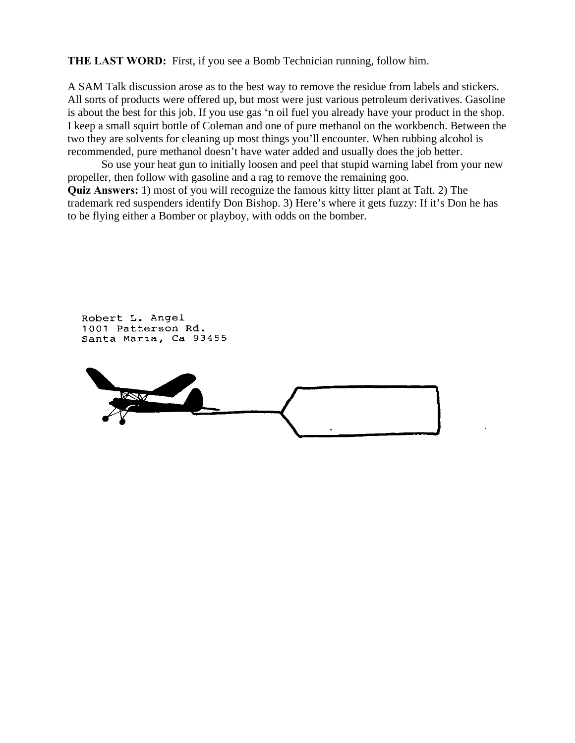**THE LAST WORD:** First, if you see a Bomb Technician running, follow him.

A SAM Talk discussion arose as to the best way to remove the residue from labels and stickers. All sorts of products were offered up, but most were just various petroleum derivatives. Gasoline is about the best for this job. If you use gas 'n oil fuel you already have your product in the shop. I keep a small squirt bottle of Coleman and one of pure methanol on the workbench. Between the two they are solvents for cleaning up most things you'll encounter. When rubbing alcohol is recommended, pure methanol doesn't have water added and usually does the job better.

So use your heat gun to initially loosen and peel that stupid warning label from your new propeller, then follow with gasoline and a rag to remove the remaining goo.

**Quiz Answers:** 1) most of you will recognize the famous kitty litter plant at Taft. 2) The trademark red suspenders identify Don Bishop. 3) Here's where it gets fuzzy: If it's Don he has to be flying either a Bomber or playboy, with odds on the bomber.

Robert L. Angel
1001 Patterson Rd.
Santa Maria, Ca 93455